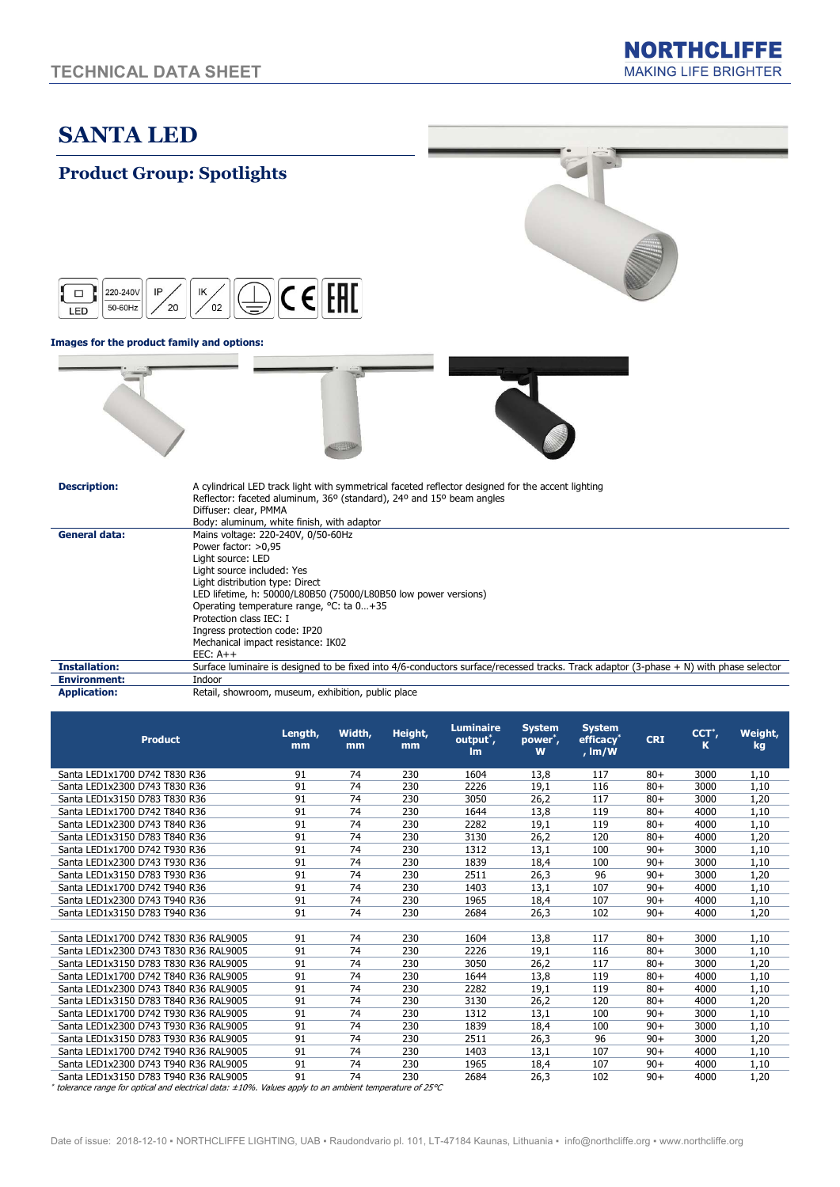# TECHNICAL DATA SHEET

**NORTHCLIFFE**
MAKING LIFE BRIGHTER

# SANTA LED

## Product Group: Spotlights

LED | 220-240V 50-60Hz | IP 20 | IK 02 | CE | EAC

**Images for the product family and options:**

| | |
|---|---|
| **Description:** | A cylindrical LED track light with symmetrical faceted reflector designed for the accent lighting<br>Reflector: faceted aluminum, 36º (standard), 24º and 15º beam angles<br>Diffuser: clear, PMMA<br>Body: aluminum, white finish, with adaptor |
| **General data:** | Mains voltage: 220-240V, 0/50-60Hz<br>Power factor: >0,95<br>Light source: LED<br>Light source included: Yes<br>Light distribution type: Direct<br>LED lifetime, h: 50000/L80B50 (75000/L80B50 low power versions)<br>Operating temperature range, °C: ta 0…+35<br>Protection class IEC: I<br>Ingress protection code: IP20<br>Mechanical impact resistance: IK02<br>EEC: A++ |
| **Installation:** | Surface luminaire is designed to be fixed into 4/6-conductors surface/recessed tracks. Track adaptor (3-phase + N) with phase selector |
| **Environment:** | Indoor |
| **Application:** | Retail, showroom, museum, exhibition, public place |

| Product | Length, mm | Width, mm | Height, mm | Luminaire output*, lm | System power*, W | System efficacy*, lm/W | CRI | CCT*, K | Weight, kg |
|---|---|---|---|---|---|---|---|---|---|
| Santa LED1x1700 D742 T830 R36 | 91 | 74 | 230 | 1604 | 13,8 | 117 | 80+ | 3000 | 1,10 |
| Santa LED1x2300 D743 T830 R36 | 91 | 74 | 230 | 2226 | 19,1 | 116 | 80+ | 3000 | 1,10 |
| Santa LED1x3150 D783 T830 R36 | 91 | 74 | 230 | 3050 | 26,2 | 117 | 80+ | 3000 | 1,20 |
| Santa LED1x1700 D742 T840 R36 | 91 | 74 | 230 | 1644 | 13,8 | 119 | 80+ | 4000 | 1,10 |
| Santa LED1x2300 D743 T840 R36 | 91 | 74 | 230 | 2282 | 19,1 | 119 | 80+ | 4000 | 1,10 |
| Santa LED1x3150 D783 T840 R36 | 91 | 74 | 230 | 3130 | 26,2 | 120 | 80+ | 4000 | 1,20 |
| Santa LED1x1700 D742 T930 R36 | 91 | 74 | 230 | 1312 | 13,1 | 100 | 90+ | 3000 | 1,10 |
| Santa LED1x2300 D743 T930 R36 | 91 | 74 | 230 | 1839 | 18,4 | 100 | 90+ | 3000 | 1,10 |
| Santa LED1x3150 D783 T930 R36 | 91 | 74 | 230 | 2511 | 26,3 | 96 | 90+ | 3000 | 1,20 |
| Santa LED1x1700 D742 T940 R36 | 91 | 74 | 230 | 1403 | 13,1 | 107 | 90+ | 4000 | 1,10 |
| Santa LED1x2300 D743 T940 R36 | 91 | 74 | 230 | 1965 | 18,4 | 107 | 90+ | 4000 | 1,10 |
| Santa LED1x3150 D783 T940 R36 | 91 | 74 | 230 | 2684 | 26,3 | 102 | 90+ | 4000 | 1,20 |
| | | | | | | | | | |
| Santa LED1x1700 D742 T830 R36 RAL9005 | 91 | 74 | 230 | 1604 | 13,8 | 117 | 80+ | 3000 | 1,10 |
| Santa LED1x2300 D743 T830 R36 RAL9005 | 91 | 74 | 230 | 2226 | 19,1 | 116 | 80+ | 3000 | 1,10 |
| Santa LED1x3150 D783 T830 R36 RAL9005 | 91 | 74 | 230 | 3050 | 26,2 | 117 | 80+ | 3000 | 1,20 |
| Santa LED1x1700 D742 T840 R36 RAL9005 | 91 | 74 | 230 | 1644 | 13,8 | 119 | 80+ | 4000 | 1,10 |
| Santa LED1x2300 D743 T840 R36 RAL9005 | 91 | 74 | 230 | 2282 | 19,1 | 119 | 80+ | 4000 | 1,10 |
| Santa LED1x3150 D783 T840 R36 RAL9005 | 91 | 74 | 230 | 3130 | 26,2 | 120 | 80+ | 4000 | 1,20 |
| Santa LED1x1700 D742 T930 R36 RAL9005 | 91 | 74 | 230 | 1312 | 13,1 | 100 | 90+ | 3000 | 1,10 |
| Santa LED1x2300 D743 T930 R36 RAL9005 | 91 | 74 | 230 | 1839 | 18,4 | 100 | 90+ | 3000 | 1,10 |
| Santa LED1x3150 D783 T930 R36 RAL9005 | 91 | 74 | 230 | 2511 | 26,3 | 96 | 90+ | 3000 | 1,20 |
| Santa LED1x1700 D742 T940 R36 RAL9005 | 91 | 74 | 230 | 1403 | 13,1 | 107 | 90+ | 4000 | 1,10 |
| Santa LED1x2300 D743 T940 R36 RAL9005 | 91 | 74 | 230 | 1965 | 18,4 | 107 | 90+ | 4000 | 1,10 |
| Santa LED1x3150 D783 T940 R36 RAL9005 | 91 | 74 | 230 | 2684 | 26,3 | 102 | 90+ | 4000 | 1,20 |

*\* tolerance range for optical and electrical data: ±10%. Values apply to an ambient temperature of 25°C*

Date of issue: 2018-12-10 • NORTHCLIFFE LIGHTING, UAB • Raudondvario pl. 101, LT-47184 Kaunas, Lithuania • info@northcliffe.org • www.northcliffe.org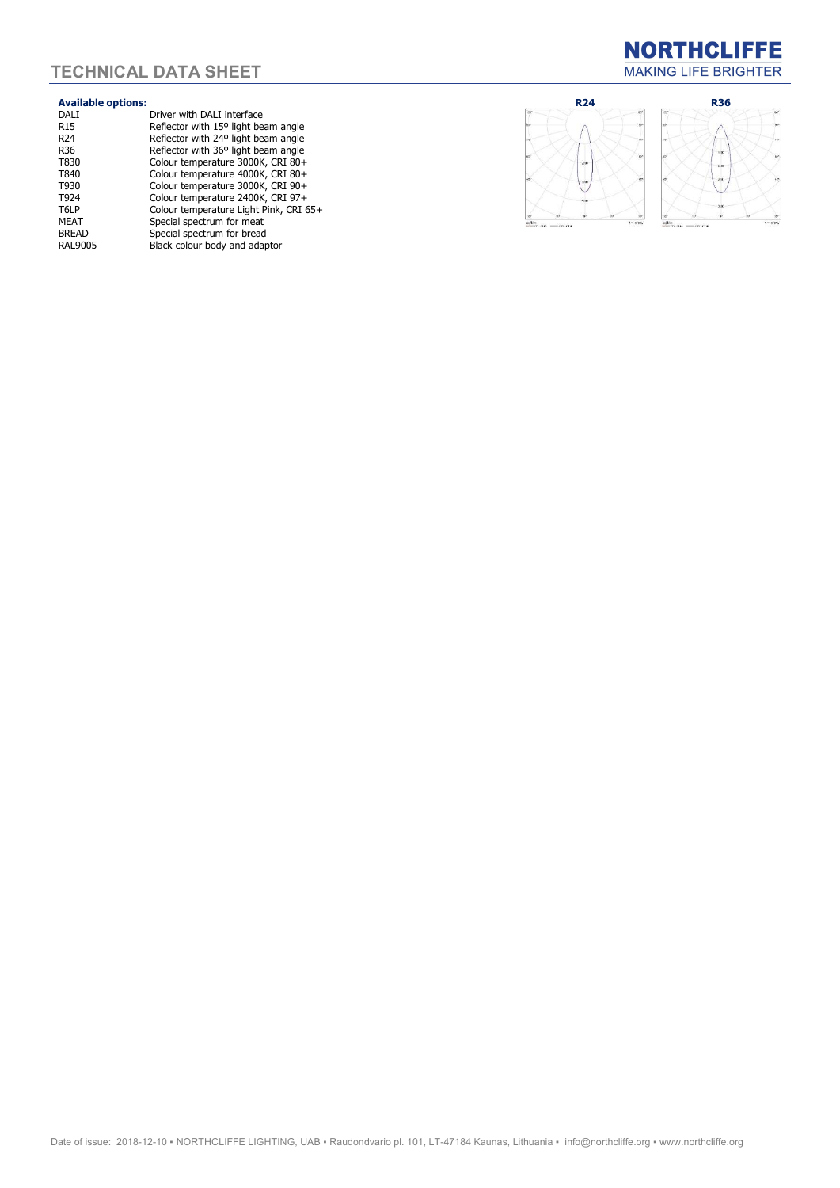**Available options:**

| | |
|---|---|
| DALI | Driver with DALI interface |
| R15 | Reflector with 15º light beam angle |
| R24 | Reflector with 24º light beam angle |
| R36 | Reflector with 36º light beam angle |
| T830 | Colour temperature 3000K, CRI 80+ |
| T840 | Colour temperature 4000K, CRI 80+ |
| T930 | Colour temperature 3000K, CRI 90+ |
| T924 | Colour temperature 2400K, CRI 97+ |
| T6LP | Colour temperature Light Pink, CRI 65+ |
| MEAT | Special spectrum for meat |
| BREAD | Special spectrum for bread |
| RAL9005 | Black colour body and adaptor |

**R24**

**R36**